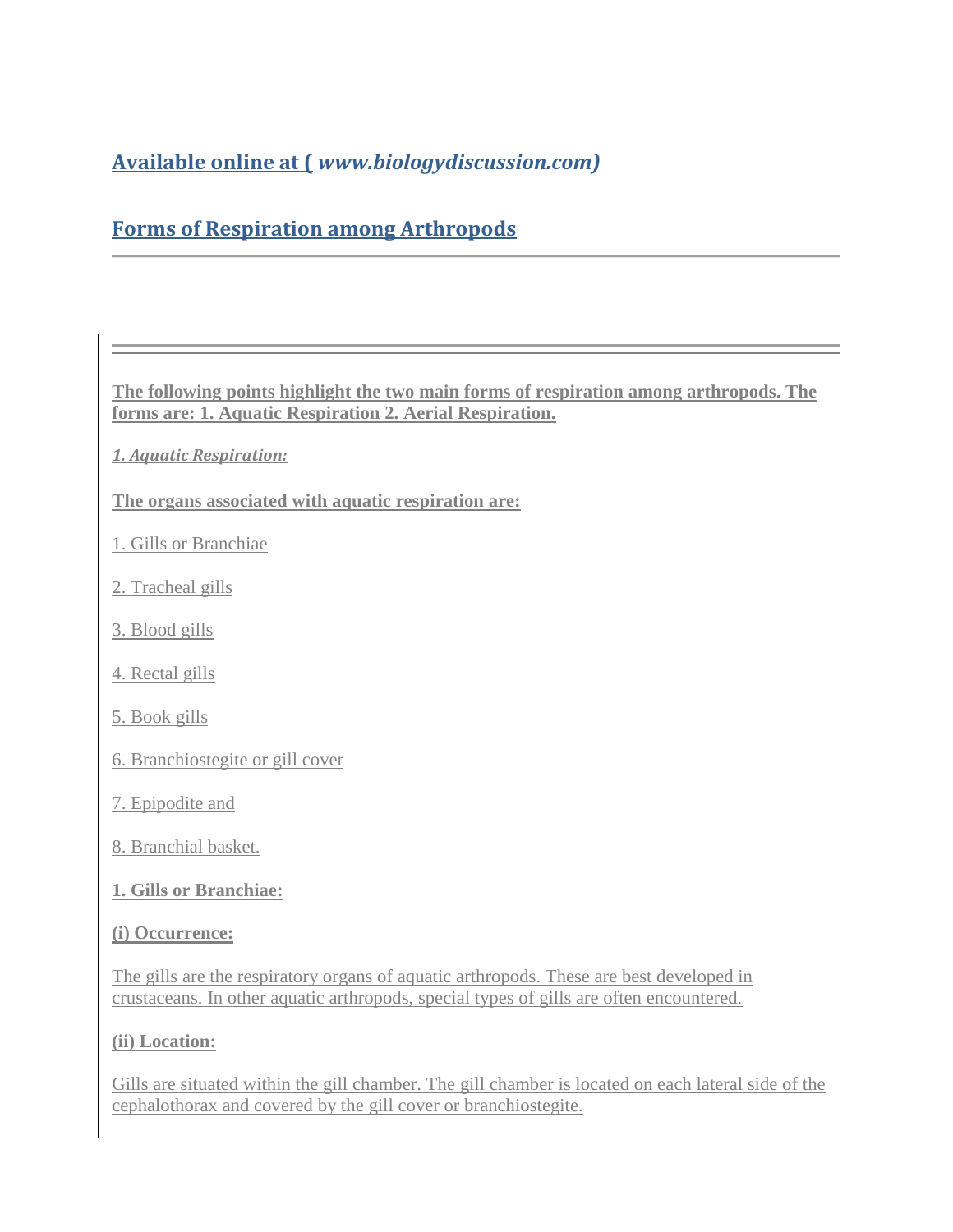## Available online at ( *www.biologydiscussion.com)*

## Forms of Respiration among Arthropods

---

**The following points highlight the two main forms of respiration among arthropods. The forms are: 1. Aquatic Respiration 2. Aerial Respiration.**

***1. Aquatic Respiration:***

**The organs associated with aquatic respiration are:**

1. Gills or Branchiae

2. Tracheal gills

3. Blood gills

4. Rectal gills

5. Book gills

6. Branchiostegite or gill cover

7. Epipodite and

8. Branchial basket.

**1. Gills or Branchiae:**

**(i) Occurrence:**

The gills are the respiratory organs of aquatic arthropods. These are best developed in crustaceans. In other aquatic arthropods, special types of gills are often encountered.

**(ii) Location:**

Gills are situated within the gill chamber. The gill chamber is located on each lateral side of the cephalothorax and covered by the gill cover or branchiostegite.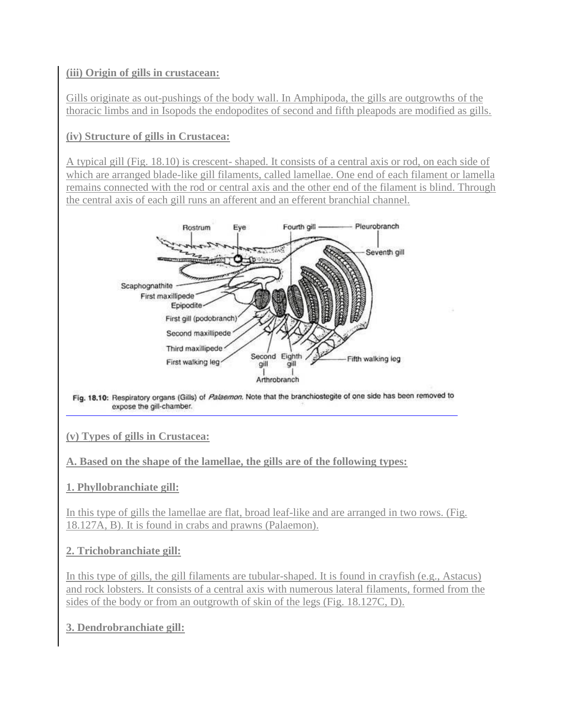**(iii) Origin of gills in crustacean:**

Gills originate as out-pushings of the body wall. In Amphipoda, the gills are outgrowths of the thoracic limbs and in Isopods the endopodites of second and fifth pleapods are modified as gills.

**(iv) Structure of gills in Crustacea:**

A typical gill (Fig. 18.10) is crescent- shaped. It consists of a central axis or rod, on each side of which are arranged blade-like gill filaments, called lamellae. One end of each filament or lamella remains connected with the rod or central axis and the other end of the filament is blind. Through the central axis of each gill runs an afferent and an efferent branchial channel.

Fig. 18.10: Respiratory organs (Gills) of *Palaemon*. Note that the branchiostegite of one side has been removed to expose the gill-chamber.

**(v) Types of gills in Crustacea:**

**A. Based on the shape of the lamellae, the gills are of the following types:**

**1. Phyllobranchiate gill:**

In this type of gills the lamellae are flat, broad leaf-like and are arranged in two rows. (Fig. 18.127A, B). It is found in crabs and prawns (Palaemon).

**2. Trichobranchiate gill:**

In this type of gills, the gill filaments are tubular-shaped. It is found in crayfish (e.g., Astacus) and rock lobsters. It consists of a central axis with numerous lateral filaments, formed from the sides of the body or from an outgrowth of skin of the legs (Fig. 18.127C, D).

**3. Dendrobranchiate gill:**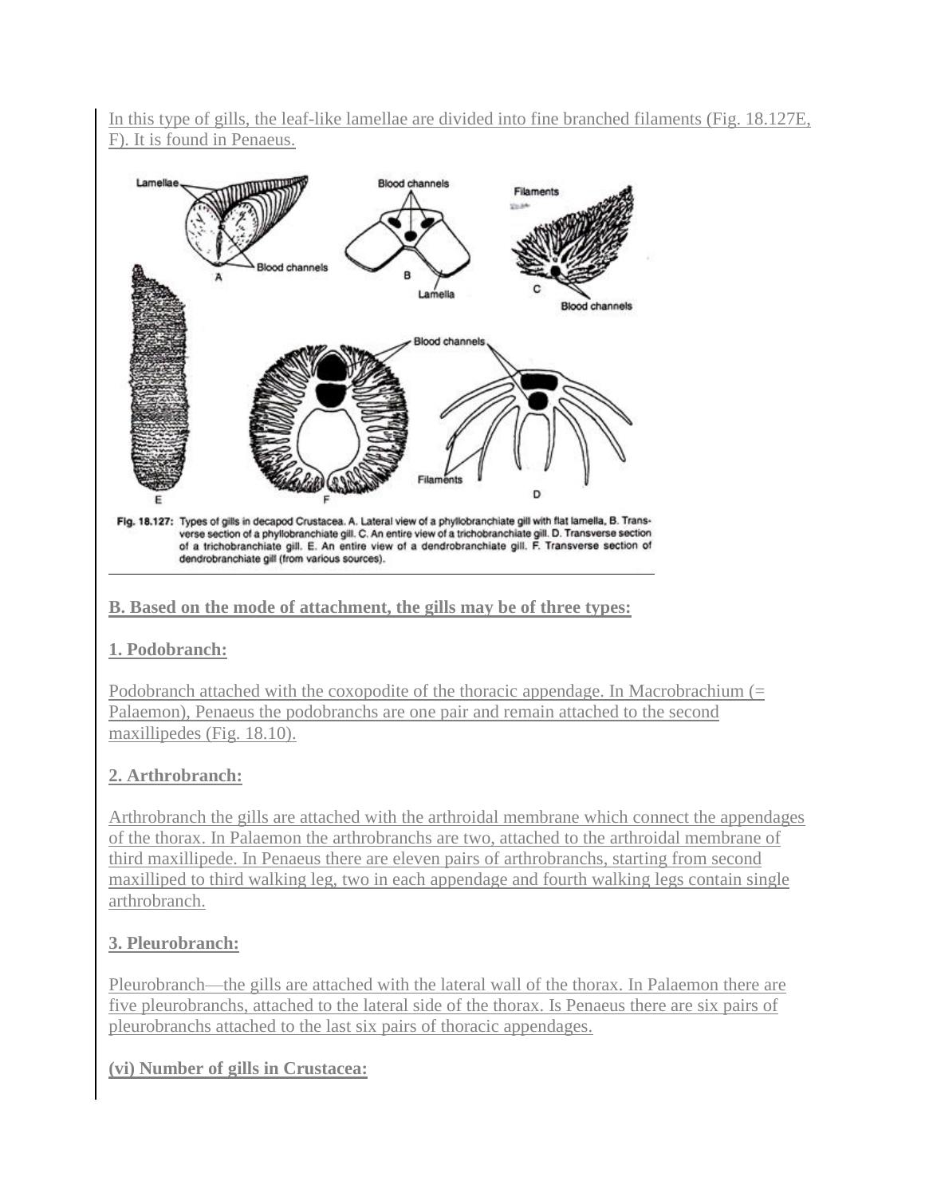In this type of gills, the leaf-like lamellae are divided into fine branched filaments (Fig. 18.127E, F). It is found in Penaeus.

Fig. 18.127: Types of gills in decapod Crustacea. A. Lateral view of a phyllobranchiate gill with flat lamella. B. Transverse section of a phyllobranchiate gill. C. An entire view of a trichobranchiate gill. D. Transverse section of a trichobranchiate gill. E. An entire view of a dendrobranchiate gill. F. Transverse section of dendrobranchiate gill (from various sources).

**B. Based on the mode of attachment, the gills may be of three types:**

**1. Podobranch:**

Podobranch attached with the coxopodite of the thoracic appendage. In Macrobrachium (= Palaemon), Penaeus the podobranchs are one pair and remain attached to the second maxillipedes (Fig. 18.10).

**2. Arthrobranch:**

Arthrobranch the gills are attached with the arthroidal membrane which connect the appendages of the thorax. In Palaemon the arthrobranchs are two, attached to the arthroidal membrane of third maxillipede. In Penaeus there are eleven pairs of arthrobranchs, starting from second maxilliped to third walking leg, two in each appendage and fourth walking legs contain single arthrobranch.

**3. Pleurobranch:**

Pleurobranch—the gills are attached with the lateral wall of the thorax. In Palaemon there are five pleurobranchs, attached to the lateral side of the thorax. Is Penaeus there are six pairs of pleurobranchs attached to the last six pairs of thoracic appendages.

**(vi) Number of gills in Crustacea:**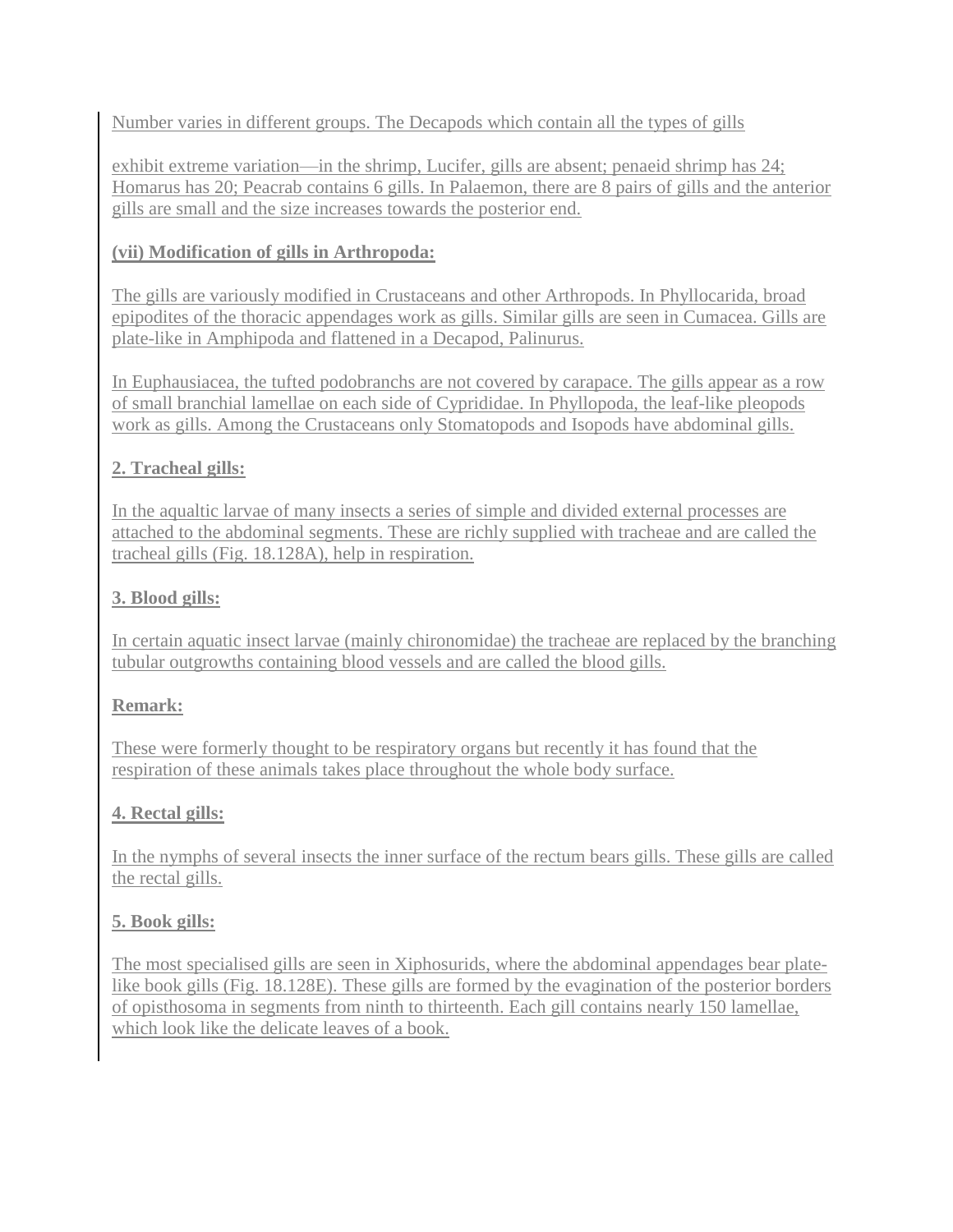Number varies in different groups. The Decapods which contain all the types of gills

exhibit extreme variation—in the shrimp, Lucifer, gills are absent; penaeid shrimp has 24; Homarus has 20; Peacrab contains 6 gills. In Palaemon, there are 8 pairs of gills and the anterior gills are small and the size increases towards the posterior end.

**(vii) Modification of gills in Arthropoda:**

The gills are variously modified in Crustaceans and other Arthropods. In Phyllocarida, broad epipodites of the thoracic appendages work as gills. Similar gills are seen in Cumacea. Gills are plate-like in Amphipoda and flattened in a Decapod, Palinurus.

In Euphausiacea, the tufted podobranchs are not covered by carapace. The gills appear as a row of small branchial lamellae on each side of Cyprididae. In Phyllopoda, the leaf-like pleopods work as gills. Among the Crustaceans only Stomatopods and Isopods have abdominal gills.

**2. Tracheal gills:**

In the aqualtic larvae of many insects a series of simple and divided external processes are attached to the abdominal segments. These are richly supplied with tracheae and are called the tracheal gills (Fig. 18.128A), help in respiration.

**3. Blood gills:**

In certain aquatic insect larvae (mainly chironomidae) the tracheae are replaced by the branching tubular outgrowths containing blood vessels and are called the blood gills.

**Remark:**

These were formerly thought to be respiratory organs but recently it has found that the respiration of these animals takes place throughout the whole body surface.

**4. Rectal gills:**

In the nymphs of several insects the inner surface of the rectum bears gills. These gills are called the rectal gills.

**5. Book gills:**

The most specialised gills are seen in Xiphosurids, where the abdominal appendages bear plate-like book gills (Fig. 18.128E). These gills are formed by the evagination of the posterior borders of opisthosoma in segments from ninth to thirteenth. Each gill contains nearly 150 lamellae, which look like the delicate leaves of a book.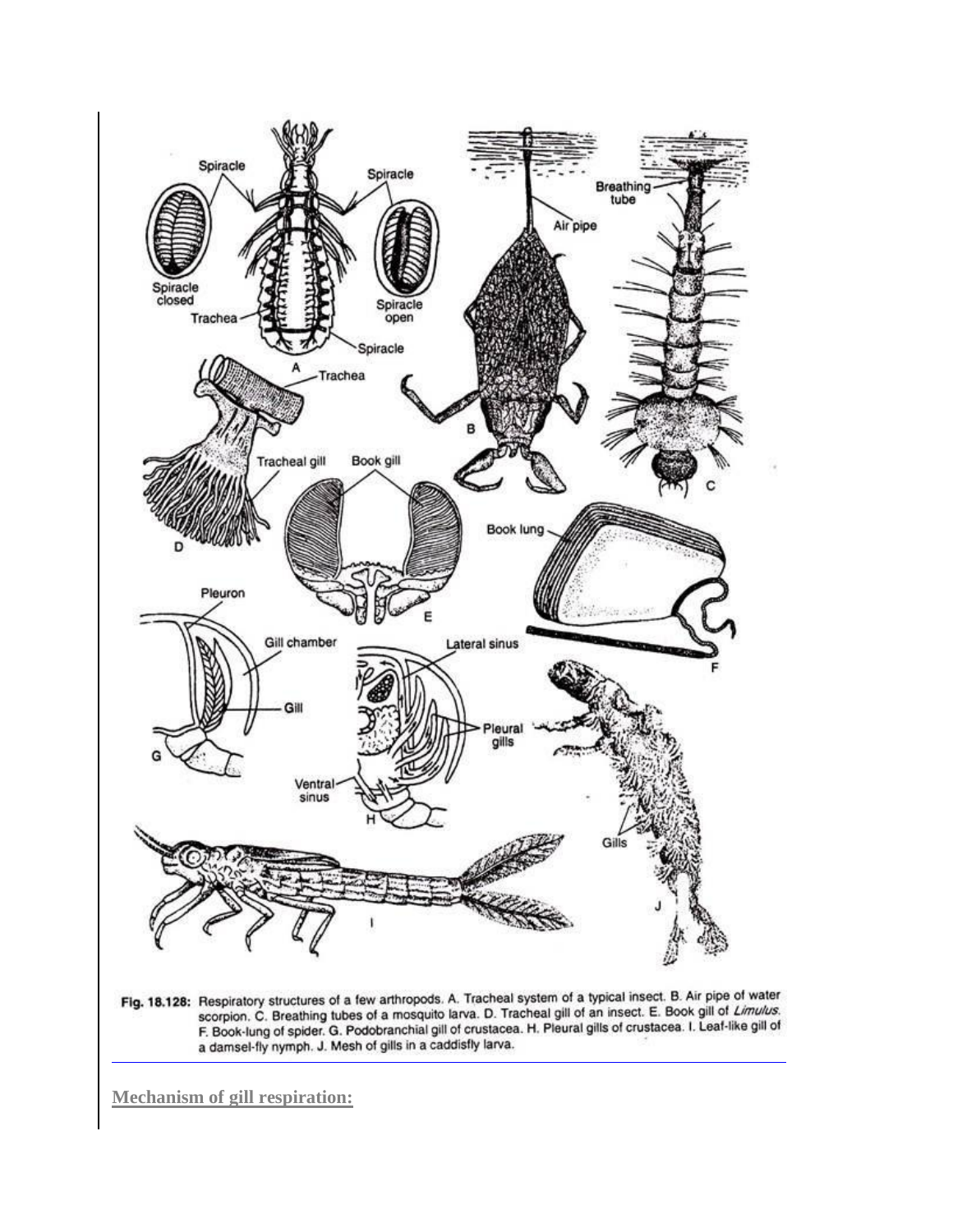Fig. 18.128: Respiratory structures of a few arthropods. A. Tracheal system of a typical insect. B. Air pipe of water scorpion. C. Breathing tubes of a mosquito larva. D. Tracheal gill of an insect. E. Book gill of *Limulus*. F. Book-lung of spider. G. Podobranchial gill of crustacea. H. Pleural gills of crustacea. I. Leaf-like gill of a damsel-fly nymph. J. Mesh of gills in a caddisfly larva.

---

**Mechanism of gill respiration:**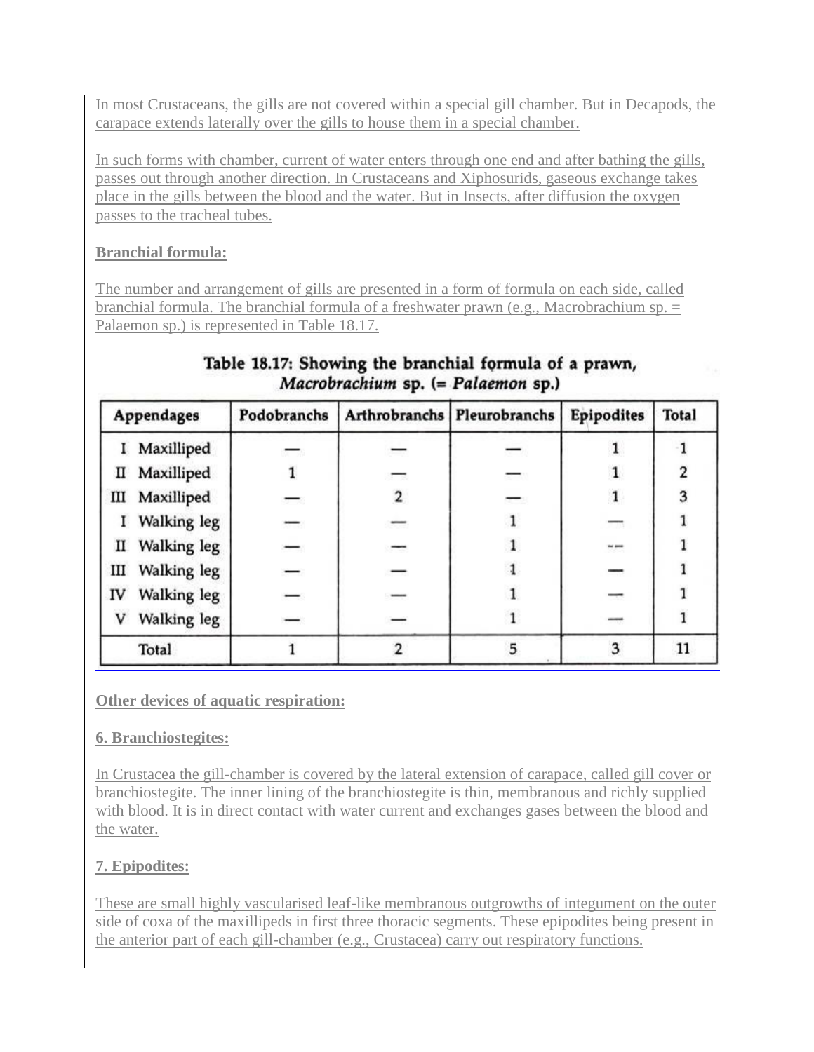In most Crustaceans, the gills are not covered within a special gill chamber. But in Decapods, the carapace extends laterally over the gills to house them in a special chamber.

In such forms with chamber, current of water enters through one end and after bathing the gills, passes out through another direction. In Crustaceans and Xiphosurids, gaseous exchange takes place in the gills between the blood and the water. But in Insects, after diffusion the oxygen passes to the tracheal tubes.

**Branchial formula:**

The number and arrangement of gills are presented in a form of formula on each side, called branchial formula. The branchial formula of a freshwater prawn (e.g., Macrobrachium sp. = Palaemon sp.) is represented in Table 18.17.

**Table 18.17: Showing the branchial formula of a prawn, *Macrobrachium* sp. (= *Palaemon* sp.)**

| Appendages | Podobranchs | Arthrobranchs | Pleurobranchs | Epipodites | Total |
|---|---|---|---|---|---|
| I Maxilliped | — | — | — | 1 | 1 |
| II Maxilliped | 1 | — | — | 1 | 2 |
| III Maxilliped | — | 2 | — | 1 | 3 |
| I Walking leg | — | — | 1 | — | 1 |
| II Walking leg | — | — | 1 | — | 1 |
| III Walking leg | — | — | 1 | — | 1 |
| IV Walking leg | — | — | 1 | — | 1 |
| V Walking leg | — | — | 1 | — | 1 |
| Total | 1 | 2 | 5 | 3 | 11 |

**Other devices of aquatic respiration:**

**6. Branchiostegites:**

In Crustacea the gill-chamber is covered by the lateral extension of carapace, called gill cover or branchiostegite. The inner lining of the branchiostegite is thin, membranous and richly supplied with blood. It is in direct contact with water current and exchanges gases between the blood and the water.

**7. Epipodites:**

These are small highly vascularised leaf-like membranous outgrowths of integument on the outer side of coxa of the maxillipeds in first three thoracic segments. These epipodites being present in the anterior part of each gill-chamber (e.g., Crustacea) carry out respiratory functions.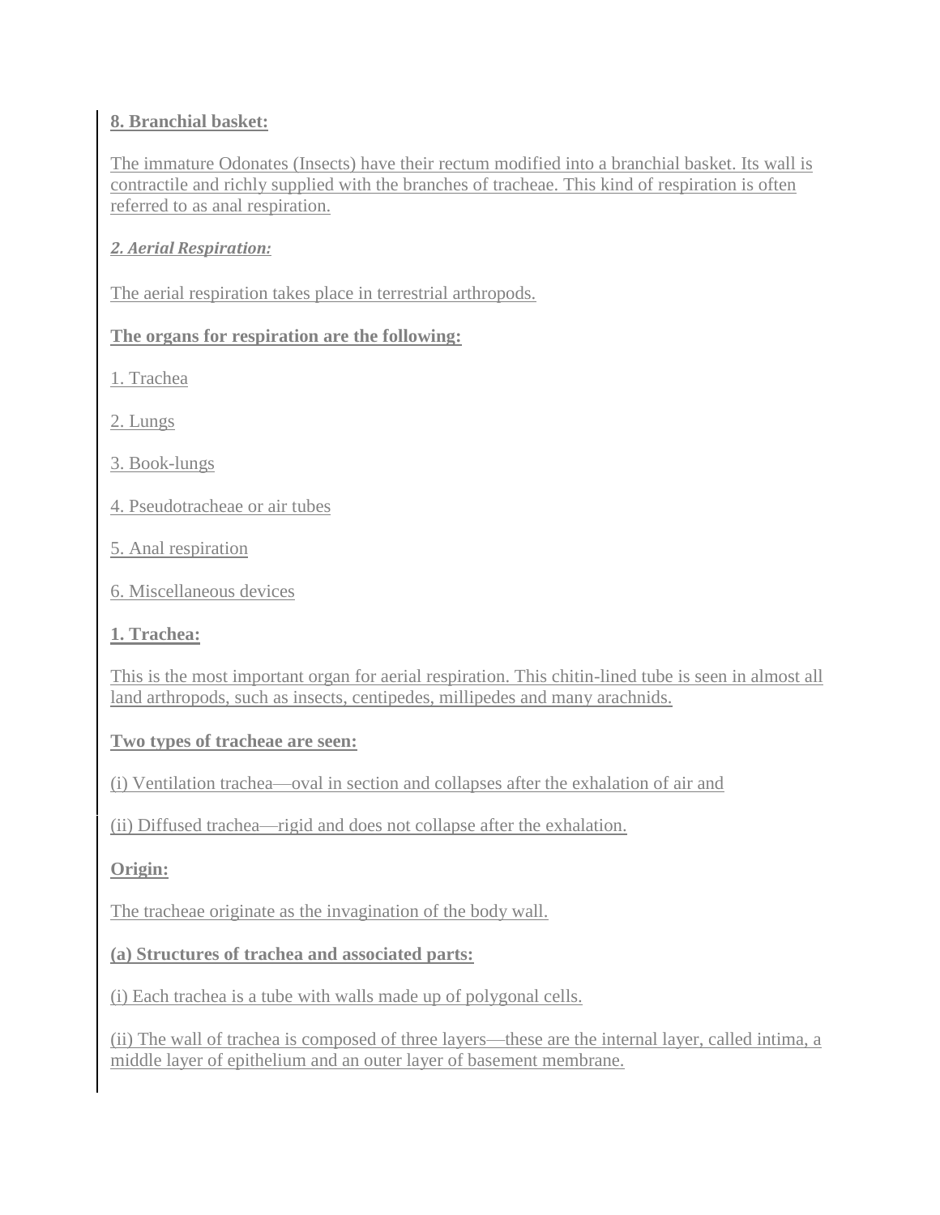**8. Branchial basket:**

The immature Odonates (Insects) have their rectum modified into a branchial basket. Its wall is contractile and richly supplied with the branches of tracheae. This kind of respiration is often referred to as anal respiration.

***2. Aerial Respiration:***

The aerial respiration takes place in terrestrial arthropods.

**The organs for respiration are the following:**

1. Trachea

2. Lungs

3. Book-lungs

4. Pseudotracheae or air tubes

5. Anal respiration

6. Miscellaneous devices

**1. Trachea:**

This is the most important organ for aerial respiration. This chitin-lined tube is seen in almost all land arthropods, such as insects, centipedes, millipedes and many arachnids.

**Two types of tracheae are seen:**

(i) Ventilation trachea—oval in section and collapses after the exhalation of air and

(ii) Diffused trachea—rigid and does not collapse after the exhalation.

**Origin:**

The tracheae originate as the invagination of the body wall.

**(a) Structures of trachea and associated parts:**

(i) Each trachea is a tube with walls made up of polygonal cells.

(ii) The wall of trachea is composed of three layers—these are the internal layer, called intima, a middle layer of epithelium and an outer layer of basement membrane.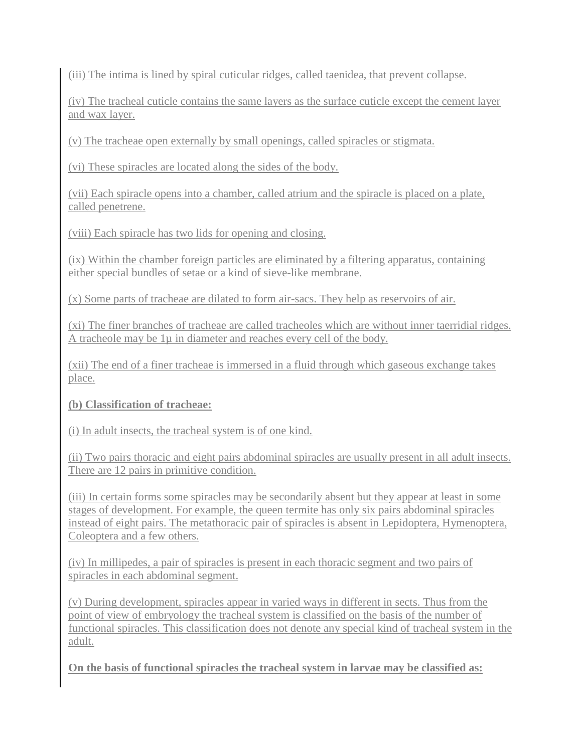(iii) The intima is lined by spiral cuticular ridges, called taenidea, that prevent collapse.

(iv) The tracheal cuticle contains the same layers as the surface cuticle except the cement layer and wax layer.

(v) The tracheae open externally by small openings, called spiracles or stigmata.

(vi) These spiracles are located along the sides of the body.

(vii) Each spiracle opens into a chamber, called atrium and the spiracle is placed on a plate, called penetrene.

(viii) Each spiracle has two lids for opening and closing.

(ix) Within the chamber foreign particles are eliminated by a filtering apparatus, containing either special bundles of setae or a kind of sieve-like membrane.

(x) Some parts of tracheae are dilated to form air-sacs. They help as reservoirs of air.

(xi) The finer branches of tracheae are called tracheoles which are without inner taerridial ridges. A tracheole may be 1μ in diameter and reaches every cell of the body.

(xii) The end of a finer tracheae is immersed in a fluid through which gaseous exchange takes place.

**(b) Classification of tracheae:**

(i) In adult insects, the tracheal system is of one kind.

(ii) Two pairs thoracic and eight pairs abdominal spiracles are usually present in all adult insects. There are 12 pairs in primitive condition.

(iii) In certain forms some spiracles may be secondarily absent but they appear at least in some stages of development. For example, the queen termite has only six pairs abdominal spiracles instead of eight pairs. The metathoracic pair of spiracles is absent in Lepidoptera, Hymenoptera, Coleoptera and a few others.

(iv) In millipedes, a pair of spiracles is present in each thoracic segment and two pairs of spiracles in each abdominal segment.

(v) During development, spiracles appear in varied ways in different in sects. Thus from the point of view of embryology the tracheal system is classified on the basis of the number of functional spiracles. This classification does not denote any special kind of tracheal system in the adult.

**On the basis of functional spiracles the tracheal system in larvae may be classified as:**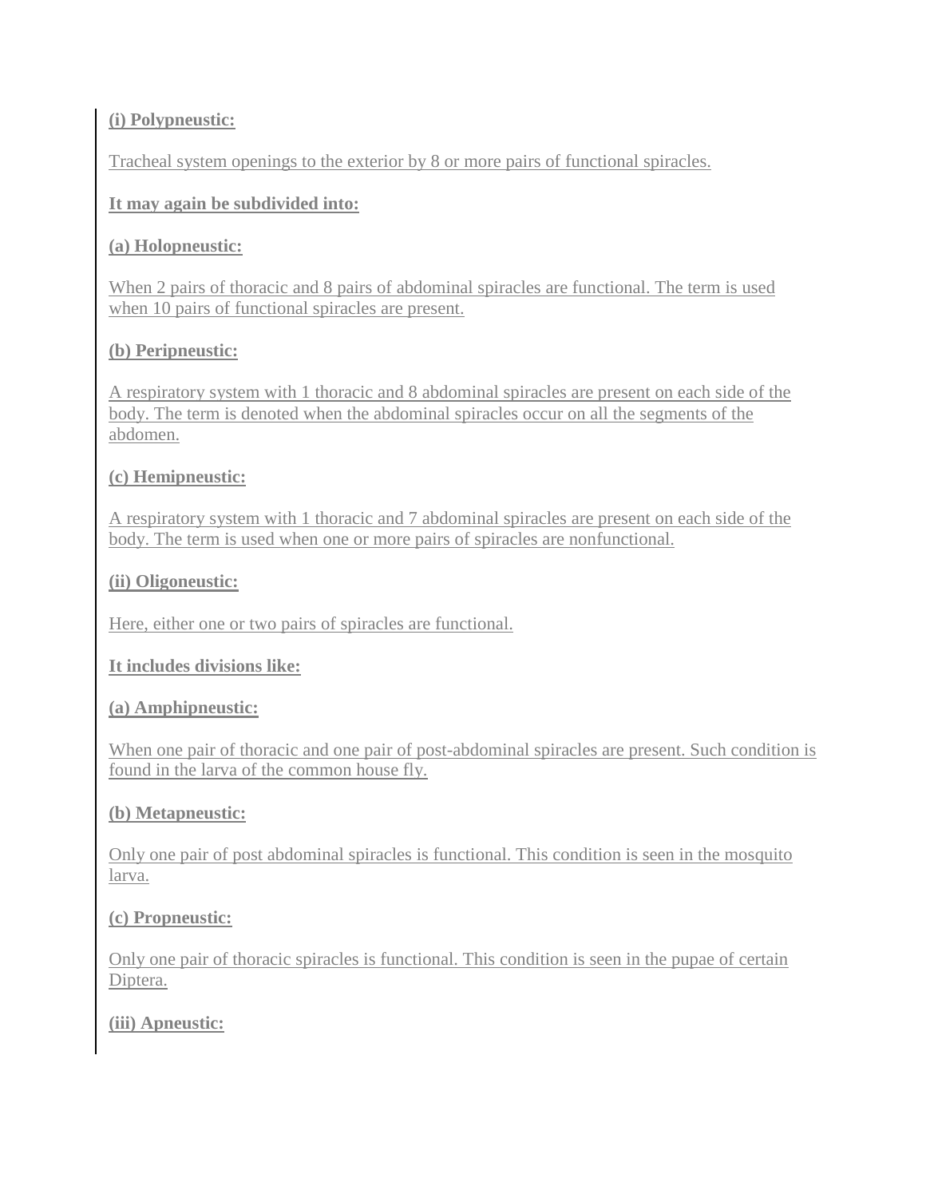**(i) Polypneustic:**

Tracheal system openings to the exterior by 8 or more pairs of functional spiracles.

**It may again be subdivided into:**

**(a) Holopneustic:**

When 2 pairs of thoracic and 8 pairs of abdominal spiracles are functional. The term is used when 10 pairs of functional spiracles are present.

**(b) Peripneustic:**

A respiratory system with 1 thoracic and 8 abdominal spiracles are present on each side of the body. The term is denoted when the abdominal spiracles occur on all the segments of the abdomen.

**(c) Hemipneustic:**

A respiratory system with 1 thoracic and 7 abdominal spiracles are present on each side of the body. The term is used when one or more pairs of spiracles are nonfunctional.

**(ii) Oligoneustic:**

Here, either one or two pairs of spiracles are functional.

**It includes divisions like:**

**(a) Amphipneustic:**

When one pair of thoracic and one pair of post-abdominal spiracles are present. Such condition is found in the larva of the common house fly.

**(b) Metapneustic:**

Only one pair of post abdominal spiracles is functional. This condition is seen in the mosquito larva.

**(c) Propneustic:**

Only one pair of thoracic spiracles is functional. This condition is seen in the pupae of certain Diptera.

**(iii) Apneustic:**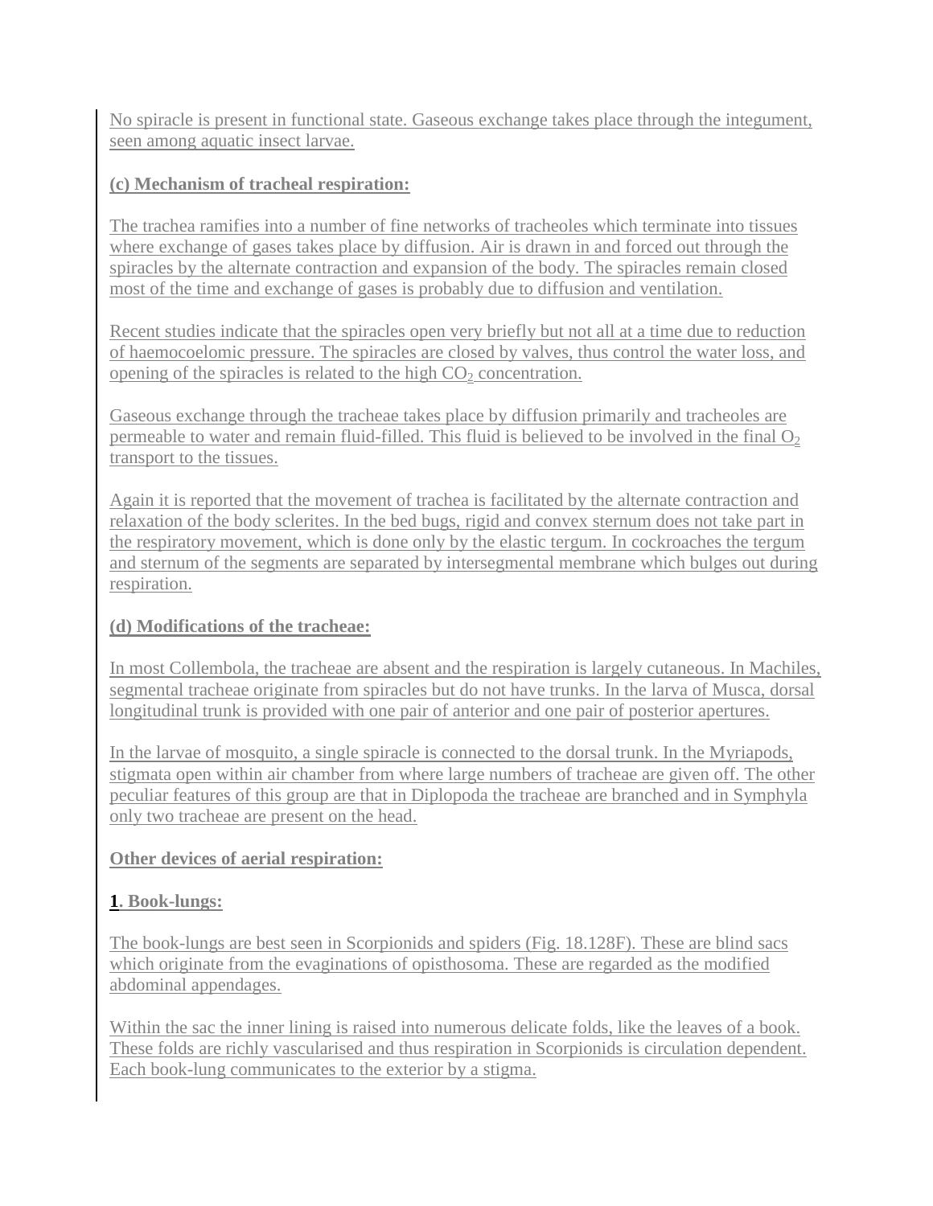No spiracle is present in functional state. Gaseous exchange takes place through the integument, seen among aquatic insect larvae.

**(c) Mechanism of tracheal respiration:**

The trachea ramifies into a number of fine networks of tracheoles which terminate into tissues where exchange of gases takes place by diffusion. Air is drawn in and forced out through the spiracles by the alternate contraction and expansion of the body. The spiracles remain closed most of the time and exchange of gases is probably due to diffusion and ventilation.

Recent studies indicate that the spiracles open very briefly but not all at a time due to reduction of haemocoelomic pressure. The spiracles are closed by valves, thus control the water loss, and opening of the spiracles is related to the high $CO_2$ concentration.

Gaseous exchange through the tracheae takes place by diffusion primarily and tracheoles are permeable to water and remain fluid-filled. This fluid is believed to be involved in the final $O_2$ transport to the tissues.

Again it is reported that the movement of trachea is facilitated by the alternate contraction and relaxation of the body sclerites. In the bed bugs, rigid and convex sternum does not take part in the respiratory movement, which is done only by the elastic tergum. In cockroaches the tergum and sternum of the segments are separated by intersegmental membrane which bulges out during respiration.

**(d) Modifications of the tracheae:**

In most Collembola, the tracheae are absent and the respiration is largely cutaneous. In Machiles, segmental tracheae originate from spiracles but do not have trunks. In the larva of Musca, dorsal longitudinal trunk is provided with one pair of anterior and one pair of posterior apertures.

In the larvae of mosquito, a single spiracle is connected to the dorsal trunk. In the Myriapods, stigmata open within air chamber from where large numbers of tracheae are given off. The other peculiar features of this group are that in Diplopoda the tracheae are branched and in Symphyla only two tracheae are present on the head.

**Other devices of aerial respiration:**

**1. Book-lungs:**

The book-lungs are best seen in Scorpionids and spiders (Fig. 18.128F). These are blind sacs which originate from the evaginations of opisthosoma. These are regarded as the modified abdominal appendages.

Within the sac the inner lining is raised into numerous delicate folds, like the leaves of a book. These folds are richly vascularised and thus respiration in Scorpionids is circulation dependent. Each book-lung communicates to the exterior by a stigma.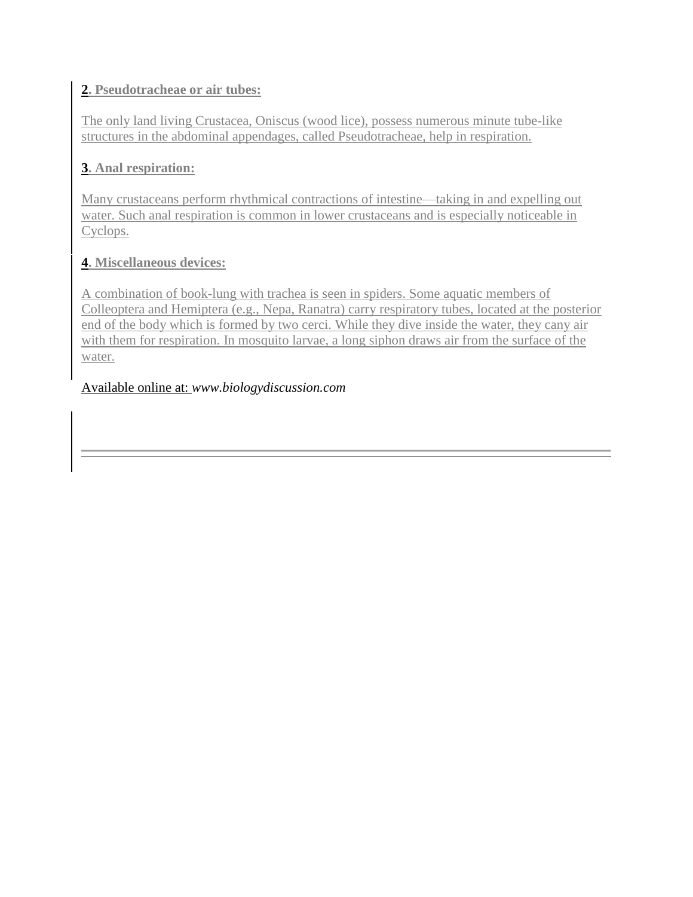**2. Pseudotracheae or air tubes:**

The only land living Crustacea, Oniscus (wood lice), possess numerous minute tube-like structures in the abdominal appendages, called Pseudotracheae, help in respiration.

**3. Anal respiration:**

Many crustaceans perform rhythmical contractions of intestine—taking in and expelling out water. Such anal respiration is common in lower crustaceans and is especially noticeable in Cyclops.

**4. Miscellaneous devices:**

A combination of book-lung with trachea is seen in spiders. Some aquatic members of Colleoptera and Hemiptera (e.g., Nepa, Ranatra) carry respiratory tubes, located at the posterior end of the body which is formed by two cerci. While they dive inside the water, they cany air with them for respiration. In mosquito larvae, a long siphon draws air from the surface of the water.

Available online at: *www.biologydiscussion.com*

---